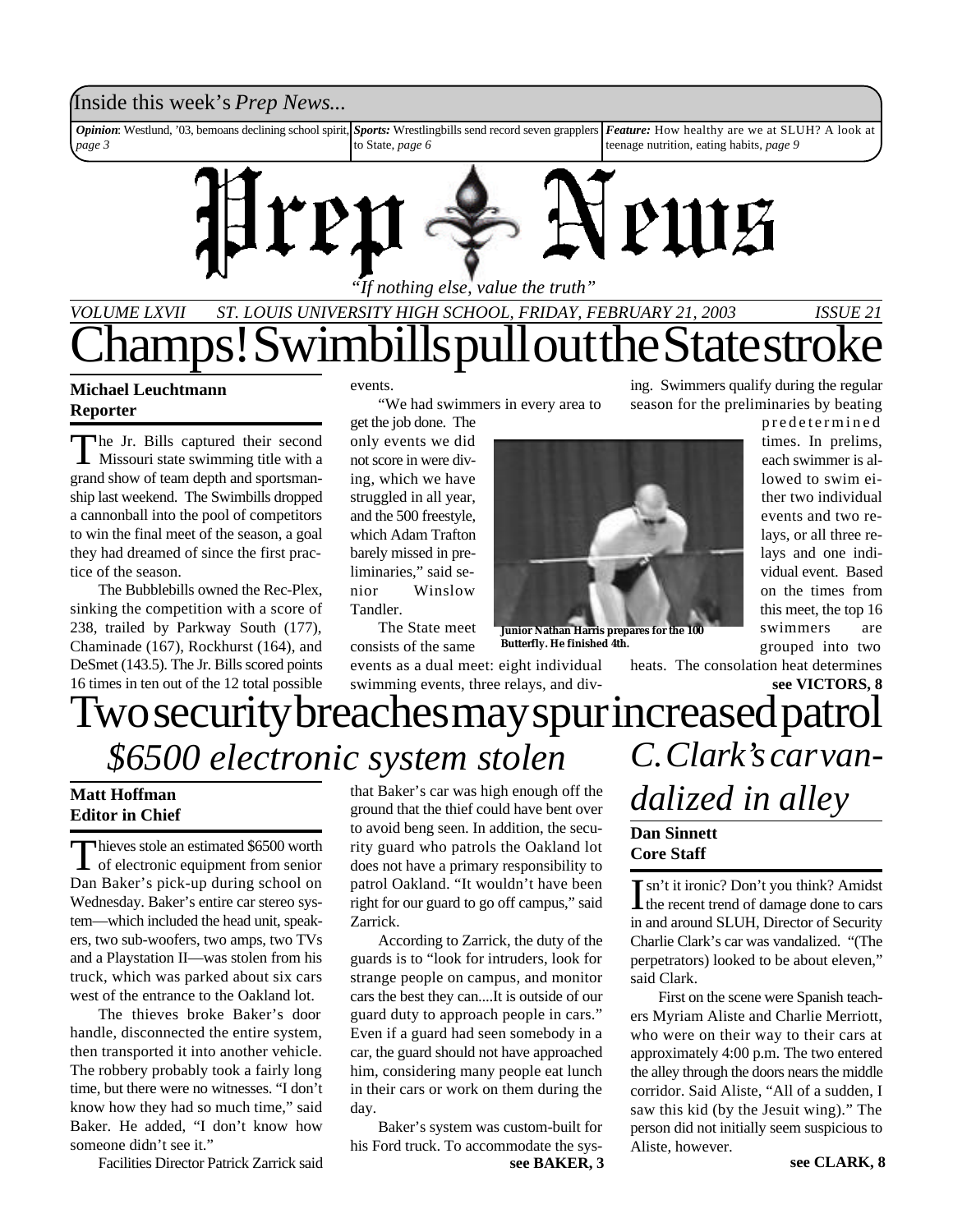Inside this week's *Prep News*...

***Opinion***: Westlund, '03, bemoans declining school spirit, *page 3*

***Sports:*** Wrestlingbills send record seven grapplers to State, *page 6*

***Feature:*** How healthy are we at SLUH? A look at teenage nutrition, eating habits, *page 9*

# Prep News

*"If nothing else, value the truth"*

*VOLUME LXVII ST. LOUIS UNIVERSITY HIGH SCHOOL, FRIDAY, FEBRUARY 21, 2003 ISSUE 21*

# Champs! Swimbills pull out the State stroke

**Michael Leuchtmann**
**Reporter**

The Jr. Bills captured their second Missouri state swimming title with a grand show of team depth and sportsmanship last weekend. The Swimbills dropped a cannonball into the pool of competitors to win the final meet of the season, a goal they had dreamed of since the first practice of the season.

The Bubblebills owned the Rec-Plex, sinking the competition with a score of 238, trailed by Parkway South (177), Chaminade (167), Rockhurst (164), and DeSmet (143.5). The Jr. Bills scored points 16 times in ten out of the 12 total possible events.

"We had swimmers in every area to get the job done. The only events we did not score in were diving, which we have struggled in all year, and the 500 freestyle, which Adam Trafton barely missed in preliminaries," said senior Winslow Tandler.

The State meet consists of the same events as a dual meet: eight individual swimming events, three relays, and diving. Swimmers qualify during the regular season for the preliminaries by beating predetermined times. In prelims, each swimmer is allowed to swim either two individual events and two relays, or all three relays and one individual event. Based on the times from this meet, the top 16 swimmers are grouped into two heats. The consolation heat determines

**see VICTORS, 8**

**Junior Nathan Harris prepares for the 100 Butterfly. He finished 4th.**

# Two security breaches may spur increased patrol

## *$6500 electronic system stolen*

**Matt Hoffman**
**Editor in Chief**

Thieves stole an estimated $6500 worth of electronic equipment from senior Dan Baker's pick-up during school on Wednesday. Baker's entire car stereo system—which included the head unit, speakers, two sub-woofers, two amps, two TVs and a Playstation II—was stolen from his truck, which was parked about six cars west of the entrance to the Oakland lot.

The thieves broke Baker's door handle, disconnected the entire system, then transported it into another vehicle. The robbery probably took a fairly long time, but there were no witnesses. "I don't know how they had so much time," said Baker. He added, "I don't know how someone didn't see it."

Facilities Director Patrick Zarrick said that Baker's car was high enough off the ground that the thief could have bent over to avoid beng seen. In addition, the security guard who patrols the Oakland lot does not have a primary responsibility to patrol Oakland. "It wouldn't have been right for our guard to go off campus," said Zarrick.

According to Zarrick, the duty of the guards is to "look for intruders, look for strange people on campus, and monitor cars the best they can....It is outside of our guard duty to approach people in cars." Even if a guard had seen somebody in a car, the guard should not have approached him, considering many people eat lunch in their cars or work on them during the day.

Baker's system was custom-built for his Ford truck. To accommodate the sys-

**see BAKER, 3**

## *C. Clark's car vandalized in alley*

**Dan Sinnett**
**Core Staff**

Isn't it ironic? Don't you think? Amidst the recent trend of damage done to cars in and around SLUH, Director of Security Charlie Clark's car was vandalized. "(The perpetrators) looked to be about eleven," said Clark.

First on the scene were Spanish teachers Myriam Aliste and Charlie Merriott, who were on their way to their cars at approximately 4:00 p.m. The two entered the alley through the doors nears the middle corridor. Said Aliste, "All of a sudden, I saw this kid (by the Jesuit wing)." The person did not initially seem suspicious to Aliste, however.

**see CLARK, 8**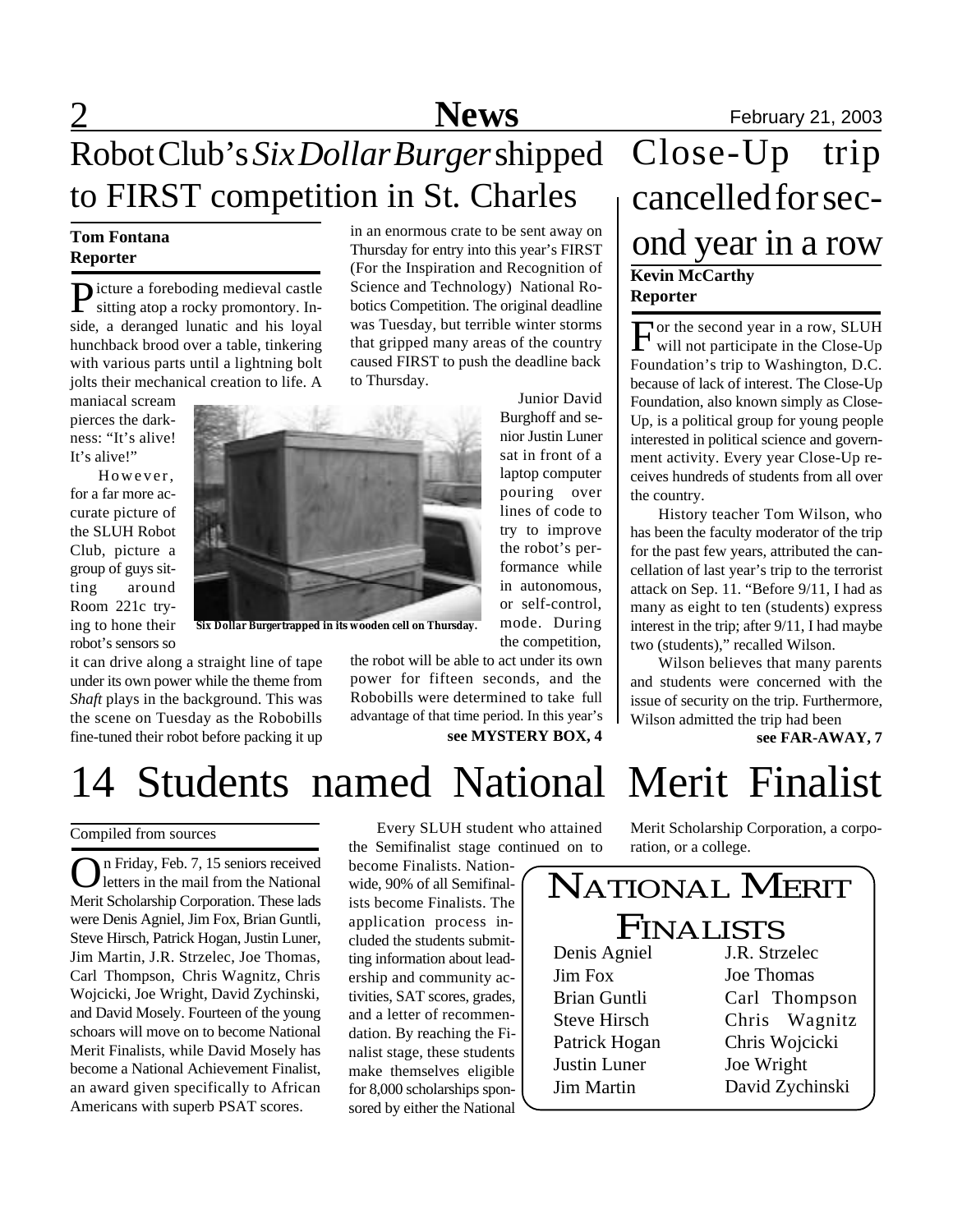# Robot Club's *Six Dollar Burger* shipped to FIRST competition in St. Charles

**Tom Fontana**
**Reporter**

Picture a foreboding medieval castle sitting atop a rocky promontory. Inside, a deranged lunatic and his loyal hunchback brood over a table, tinkering with various parts until a lightning bolt jolts their mechanical creation to life. A maniacal scream pierces the darkness: "It's alive! It's alive!"

However, for a far more accurate picture of the SLUH Robot Club, picture a group of guys sitting around Room 221c trying to hone their robot's sensors so it can drive along a straight line of tape under its own power while the theme from *Shaft* plays in the background. This was the scene on Tuesday as the Robobills fine-tuned their robot before packing it up in an enormous crate to be sent away on Thursday for entry into this year's FIRST (For the Inspiration and Recognition of Science and Technology) National Robotics Competition. The original deadline was Tuesday, but terrible winter storms that gripped many areas of the country caused FIRST to push the deadline back to Thursday.

**Six Dollar Burger trapped in its wooden cell on Thursday.**

Junior David Burghoff and senior Justin Luner sat in front of a laptop computer pouring over lines of code to try to improve the robot's performance while in autonomous, or self-control, mode. During the competition, the robot will be able to act under its own power for fifteen seconds, and the Robobills were determined to take full advantage of that time period. In this year's

**see MYSTERY BOX, 4**

# Close-Up trip cancelled for second year in a row

**Kevin McCarthy**
**Reporter**

For the second year in a row, SLUH will not participate in the Close-Up Foundation's trip to Washington, D.C. because of lack of interest. The Close-Up Foundation, also known simply as Close-Up, is a political group for young people interested in political science and government activity. Every year Close-Up receives hundreds of students from all over the country.

History teacher Tom Wilson, who has been the faculty moderator of the trip for the past few years, attributed the cancellation of last year's trip to the terrorist attack on Sep. 11. "Before 9/11, I had as many as eight to ten (students) express interest in the trip; after 9/11, I had maybe two (students)," recalled Wilson.

Wilson believes that many parents and students were concerned with the issue of security on the trip. Furthermore, Wilson admitted the trip had been

**see FAR-AWAY, 7**

# 14 Students named National Merit Finalist

Compiled from sources

On Friday, Feb. 7, 15 seniors received letters in the mail from the National Merit Scholarship Corporation. These lads were Denis Agniel, Jim Fox, Brian Guntli, Steve Hirsch, Patrick Hogan, Justin Luner, Jim Martin, J.R. Strzelec, Joe Thomas, Carl Thompson, Chris Wagnitz, Chris Wojcicki, Joe Wright, David Zychinski, and David Mosely. Fourteen of the young schoars will move on to become National Merit Finalists, while David Mosely has become a National Achievement Finalist, an award given specifically to African Americans with superb PSAT scores.

Every SLUH student who attained the Semifinalist stage continued on to become Finalists. Nationwide, 90% of all Semifinalists become Finalists. The application process included the students submitting information about leadership and community activities, SAT scores, grades, and a letter of recommendation. By reaching the Finalist stage, these students make themselves eligible for 8,000 scholarships sponsored by either the National Merit Scholarship Corporation, a corporation, or a college.

## National Merit Finalists

| | |
|---|---|
| Denis Agniel | J.R. Strzelec |
| Jim Fox | Joe Thomas |
| Brian Guntli | Carl Thompson |
| Steve Hirsch | Chris Wagnitz |
| Patrick Hogan | Chris Wojcicki |
| Justin Luner | Joe Wright |
| Jim Martin | David Zychinski |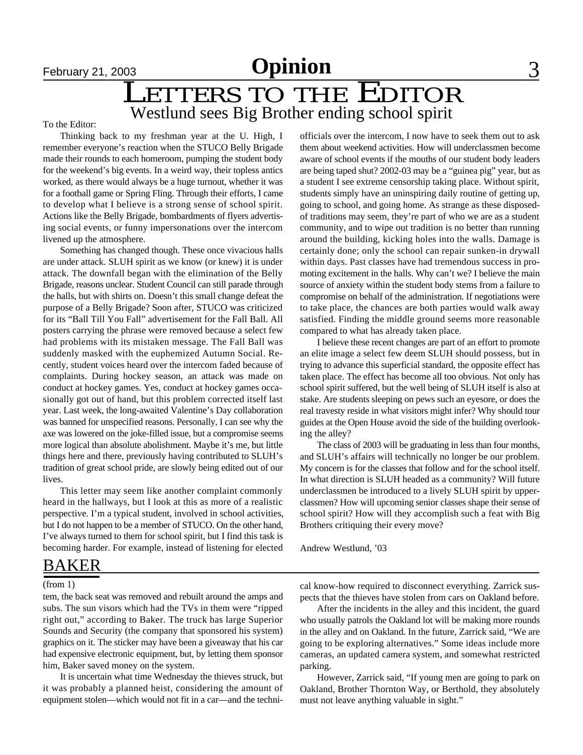# Letters to the Editor

## Westlund sees Big Brother ending school spirit

To the Editor:

Thinking back to my freshman year at the U. High, I remember everyone's reaction when the STUCO Belly Brigade made their rounds to each homeroom, pumping the student body for the weekend's big events. In a weird way, their topless antics worked, as there would always be a huge turnout, whether it was for a football game or Spring Fling. Through their efforts, I came to develop what I believe is a strong sense of school spirit. Actions like the Belly Brigade, bombardments of flyers advertising social events, or funny impersonations over the intercom livened up the atmosphere.

Something has changed though. These once vivacious halls are under attack. SLUH spirit as we know (or knew) it is under attack. The downfall began with the elimination of the Belly Brigade, reasons unclear. Student Council can still parade through the halls, but with shirts on. Doesn't this small change defeat the purpose of a Belly Brigade? Soon after, STUCO was criticized for its "Ball Till You Fall" advertisement for the Fall Ball. All posters carrying the phrase were removed because a select few had problems with its mistaken message. The Fall Ball was suddenly masked with the euphemized Autumn Social. Recently, student voices heard over the intercom faded because of complaints. During hockey season, an attack was made on conduct at hockey games. Yes, conduct at hockey games occasionally got out of hand, but this problem corrected itself last year. Last week, the long-awaited Valentine's Day collaboration was banned for unspecified reasons. Personally, I can see why the axe was lowered on the joke-filled issue, but a compromise seems more logical than absolute abolishment. Maybe it's me, but little things here and there, previously having contributed to SLUH's tradition of great school pride, are slowly being edited out of our lives.

This letter may seem like another complaint commonly heard in the hallways, but I look at this as more of a realistic perspective. I'm a typical student, involved in school activities, but I do not happen to be a member of STUCO. On the other hand, I've always turned to them for school spirit, but I find this task is becoming harder. For example, instead of listening for elected officials over the intercom, I now have to seek them out to ask them about weekend activities. How will underclassmen become aware of school events if the mouths of our student body leaders are being taped shut? 2002-03 may be a "guinea pig" year, but as a student I see extreme censorship taking place. Without spirit, students simply have an uninspiring daily routine of getting up, going to school, and going home. As strange as these disposed-of traditions may seem, they're part of who we are as a student community, and to wipe out tradition is no better than running around the building, kicking holes into the walls. Damage is certainly done; only the school can repair sunken-in drywall within days. Past classes have had tremendous success in promoting excitement in the halls. Why can't we? I believe the main source of anxiety within the student body stems from a failure to compromise on behalf of the administration. If negotiations were to take place, the chances are both parties would walk away satisfied. Finding the middle ground seems more reasonable compared to what has already taken place.

I believe these recent changes are part of an effort to promote an elite image a select few deem SLUH should possess, but in trying to advance this superficial standard, the opposite effect has taken place. The effect has become all too obvious. Not only has school spirit suffered, but the well being of SLUH itself is also at stake. Are students sleeping on pews such an eyesore, or does the real travesty reside in what visitors might infer? Why should tour guides at the Open House avoid the side of the building overlooking the alley?

The class of 2003 will be graduating in less than four months, and SLUH's affairs will technically no longer be our problem. My concern is for the classes that follow and for the school itself. In what direction is SLUH headed as a community? Will future underclassmen be introduced to a lively SLUH spirit by upperclassmen? How will upcoming senior classes shape their sense of school spirit? How will they accomplish such a feat with Big Brothers critiquing their every move?

Andrew Westlund, '03

## BAKER

(from 1)

tem, the back seat was removed and rebuilt around the amps and subs. The sun visors which had the TVs in them were "ripped right out," according to Baker. The truck has large Superior Sounds and Security (the company that sponsored his system) graphics on it. The sticker may have been a giveaway that his car had expensive electronic equipment, but, by letting them sponsor him, Baker saved money on the system.

It is uncertain what time Wednesday the thieves struck, but it was probably a planned heist, considering the amount of equipment stolen—which would not fit in a car—and the technical know-how required to disconnect everything. Zarrick suspects that the thieves have stolen from cars on Oakland before.

After the incidents in the alley and this incident, the guard who usually patrols the Oakland lot will be making more rounds in the alley and on Oakland. In the future, Zarrick said, "We are going to be exploring alternatives." Some ideas include more cameras, an updated camera system, and somewhat restricted parking.

However, Zarrick said, "If young men are going to park on Oakland, Brother Thornton Way, or Berthold, they absolutely must not leave anything valuable in sight."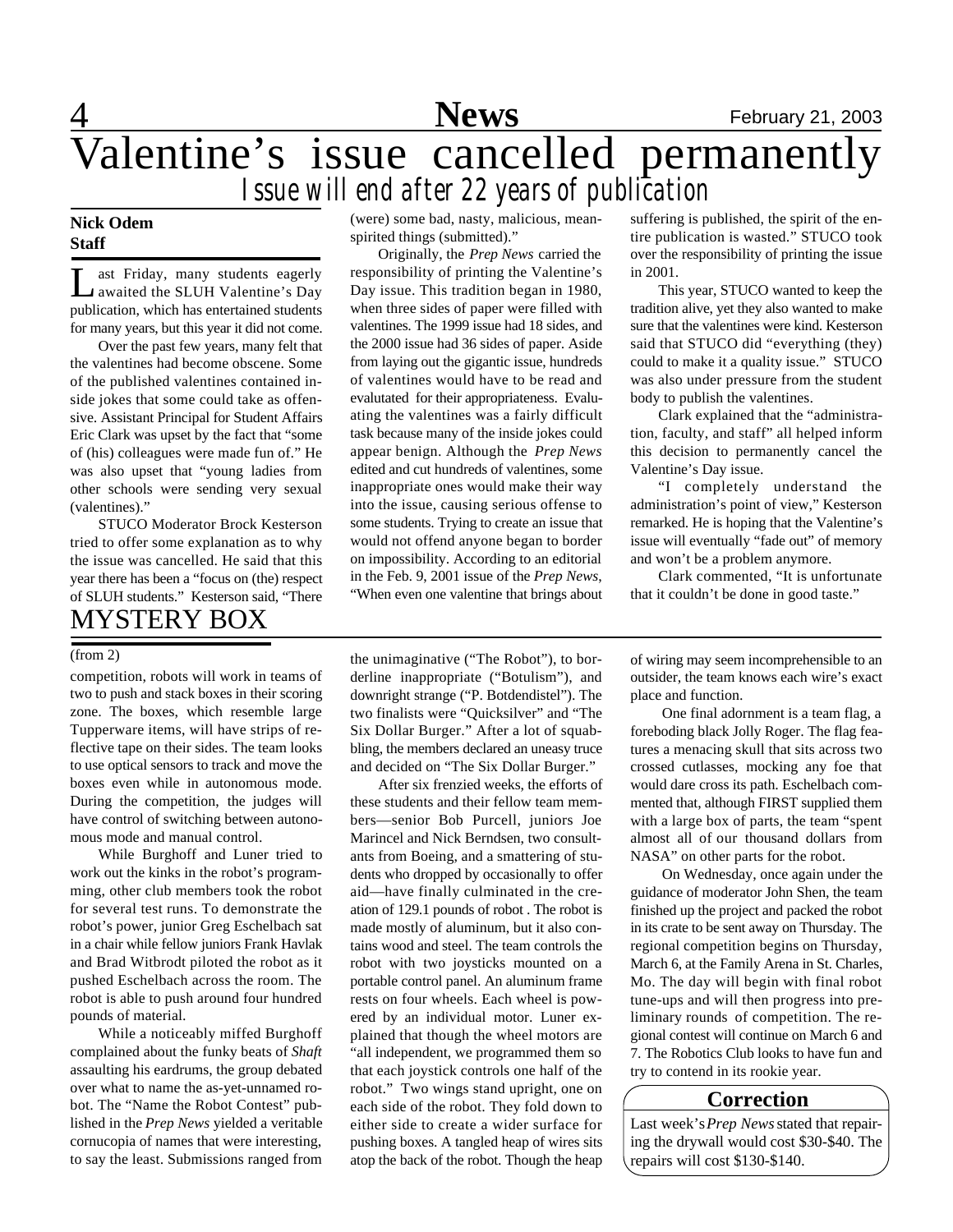# Valentine's issue cancelled permanently

## *Issue will end after 22 years of publication*

**Nick Odem**
**Staff**

Last Friday, many students eagerly awaited the SLUH Valentine's Day publication, which has entertained students for many years, but this year it did not come.

Over the past few years, many felt that the valentines had become obscene. Some of the published valentines contained inside jokes that some could take as offensive. Assistant Principal for Student Affairs Eric Clark was upset by the fact that "some of (his) colleagues were made fun of." He was also upset that "young ladies from other schools were sending very sexual (valentines)."

STUCO Moderator Brock Kesterson tried to offer some explanation as to why the issue was cancelled. He said that this year there has been a "focus on (the) respect of SLUH students." Kesterson said, "There (were) some bad, nasty, malicious, mean-spirited things (submitted)."

Originally, the *Prep News* carried the responsibility of printing the Valentine's Day issue. This tradition began in 1980, when three sides of paper were filled with valentines. The 1999 issue had 18 sides, and the 2000 issue had 36 sides of paper. Aside from laying out the gigantic issue, hundreds of valentines would have to be read and evalutated for their appropriateness. Evaluating the valentines was a fairly difficult task because many of the inside jokes could appear benign. Although the *Prep News* edited and cut hundreds of valentines, some inappropriate ones would make their way into the issue, causing serious offense to some students. Trying to create an issue that would not offend anyone began to border on impossibility. According to an editorial in the Feb. 9, 2001 issue of the *Prep News*, "When even one valentine that brings about suffering is published, the spirit of the entire publication is wasted." STUCO took over the responsibility of printing the issue in 2001.

This year, STUCO wanted to keep the tradition alive, yet they also wanted to make sure that the valentines were kind. Kesterson said that STUCO did "everything (they) could to make it a quality issue." STUCO was also under pressure from the student body to publish the valentines.

Clark explained that the "administration, faculty, and staff" all helped inform this decision to permanently cancel the Valentine's Day issue.

"I completely understand the administration's point of view," Kesterson remarked. He is hoping that the Valentine's issue will eventually "fade out" of memory and won't be a problem anymore.

Clark commented, "It is unfortunate that it couldn't be done in good taste."

# MYSTERY BOX

(from 2)

competition, robots will work in teams of two to push and stack boxes in their scoring zone. The boxes, which resemble large Tupperware items, will have strips of reflective tape on their sides. The team looks to use optical sensors to track and move the boxes even while in autonomous mode. During the competition, the judges will have control of switching between autonomous mode and manual control.

While Burghoff and Luner tried to work out the kinks in the robot's programming, other club members took the robot for several test runs. To demonstrate the robot's power, junior Greg Eschelbach sat in a chair while fellow juniors Frank Havlak and Brad Witbrodt piloted the robot as it pushed Eschelbach across the room. The robot is able to push around four hundred pounds of material.

While a noticeably miffed Burghoff complained about the funky beats of *Shaft* assaulting his eardrums, the group debated over what to name the as-yet-unnamed robot. The "Name the Robot Contest" published in the *Prep News* yielded a veritable cornucopia of names that were interesting, to say the least. Submissions ranged from the unimaginative ("The Robot"), to borderline inappropriate ("Botulism"), and downright strange ("P. Botdendistel"). The two finalists were "Quicksilver" and "The Six Dollar Burger." After a lot of squabbling, the members declared an uneasy truce and decided on "The Six Dollar Burger."

After six frenzied weeks, the efforts of these students and their fellow team members—senior Bob Purcell, juniors Joe Marincel and Nick Berndsen, two consultants from Boeing, and a smattering of students who dropped by occasionally to offer aid—have finally culminated in the creation of 129.1 pounds of robot . The robot is made mostly of aluminum, but it also contains wood and steel. The team controls the robot with two joysticks mounted on a portable control panel. An aluminum frame rests on four wheels. Each wheel is powered by an individual motor. Luner explained that though the wheel motors are "all independent, we programmed them so that each joystick controls one half of the robot." Two wings stand upright, one on each side of the robot. They fold down to either side to create a wider surface for pushing boxes. A tangled heap of wires sits atop the back of the robot. Though the heap of wiring may seem incomprehensible to an outsider, the team knows each wire's exact place and function.

One final adornment is a team flag, a foreboding black Jolly Roger. The flag features a menacing skull that sits across two crossed cutlasses, mocking any foe that would dare cross its path. Eschelbach commented that, although FIRST supplied them with a large box of parts, the team "spent almost all of our thousand dollars from NASA" on other parts for the robot.

On Wednesday, once again under the guidance of moderator John Shen, the team finished up the project and packed the robot in its crate to be sent away on Thursday. The regional competition begins on Thursday, March 6, at the Family Arena in St. Charles, Mo. The day will begin with final robot tune-ups and will then progress into preliminary rounds of competition. The regional contest will continue on March 6 and 7. The Robotics Club looks to have fun and try to contend in its rookie year.

### Correction

Last week's *Prep News* stated that repairing the drywall would cost $30-$40. The repairs will cost $130-$140.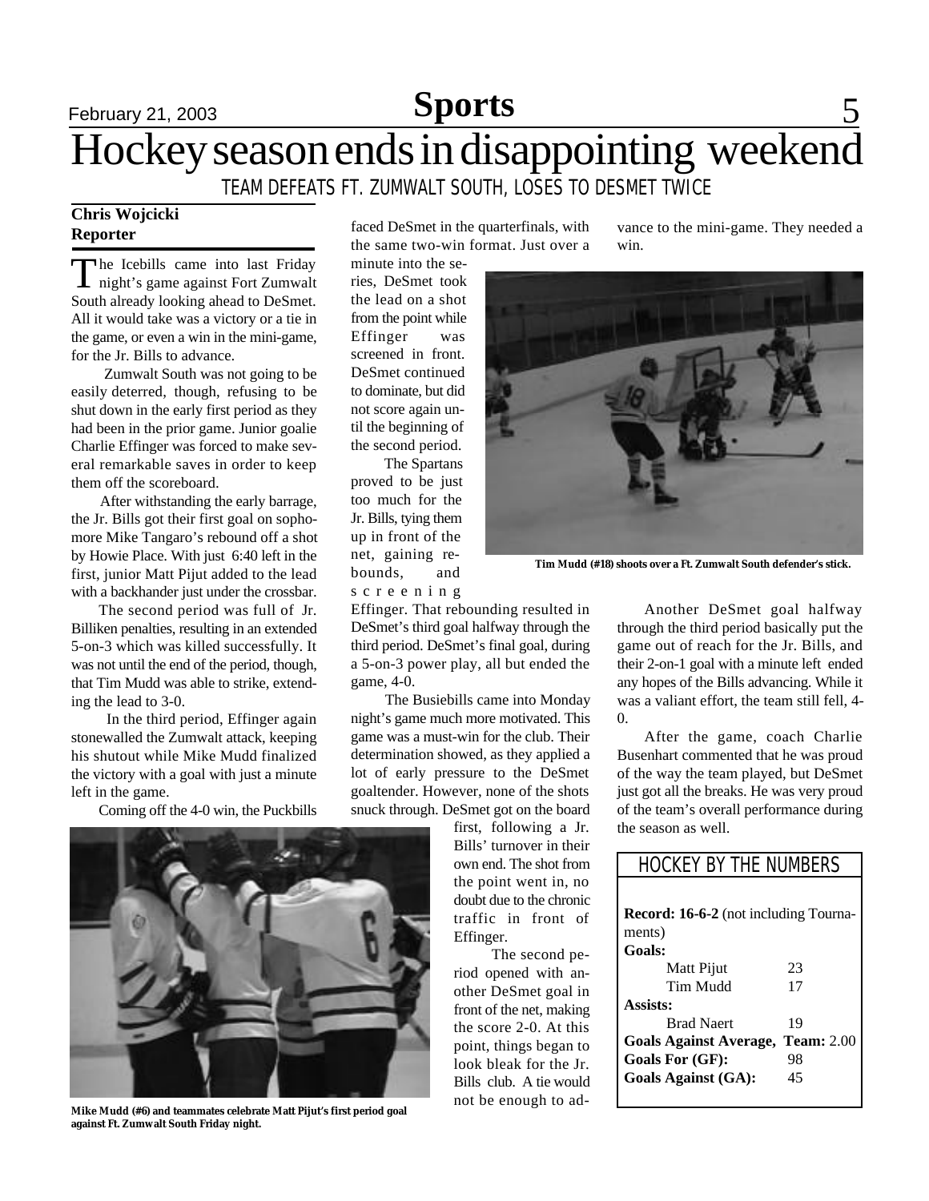# Hockey season ends in disappointing weekend

### TEAM DEFEATS FT. ZUMWALT SOUTH, LOSES TO DESMET TWICE

**Chris Wojcicki**
**Reporter**

The Icebills came into last Friday night's game against Fort Zumwalt South already looking ahead to DeSmet. All it would take was a victory or a tie in the game, or even a win in the mini-game, for the Jr. Bills to advance.

Zumwalt South was not going to be easily deterred, though, refusing to be shut down in the early first period as they had been in the prior game. Junior goalie Charlie Effinger was forced to make several remarkable saves in order to keep them off the scoreboard.

After withstanding the early barrage, the Jr. Bills got their first goal on sophomore Mike Tangaro's rebound off a shot by Howie Place. With just 6:40 left in the first, junior Matt Pijut added to the lead with a backhander just under the crossbar.

The second period was full of Jr. Billiken penalties, resulting in an extended 5-on-3 which was killed successfully. It was not until the end of the period, though, that Tim Mudd was able to strike, extending the lead to 3-0.

In the third period, Effinger again stonewalled the Zumwalt attack, keeping his shutout while Mike Mudd finalized the victory with a goal with just a minute left in the game.

Coming off the 4-0 win, the Puckbills faced DeSmet in the quarterfinals, with the same two-win format. Just over a minute into the series, DeSmet took the lead on a shot from the point while Effinger was screened in front. DeSmet continued to dominate, but did not score again until the beginning of the second period.

The Spartans proved to be just too much for the Jr. Bills, tying them up in front of the net, gaining rebounds, and screening Effinger. That rebounding resulted in DeSmet's third goal halfway through the third period. DeSmet's final goal, during a 5-on-3 power play, all but ended the game, 4-0.

The Busiebills came into Monday night's game much more motivated. This game was a must-win for the club. Their determination showed, as they applied a lot of early pressure to the DeSmet goaltender. However, none of the shots snuck through. DeSmet got on the board first, following a Jr. Bills' turnover in their own end. The shot from the point went in, no doubt due to the chronic traffic in front of Effinger.

The second period opened with another DeSmet goal in front of the net, making the score 2-0. At this point, things began to look bleak for the Jr. Bills club. A tie would not be enough to advance to the mini-game. They needed a win.

Tim Mudd (#18) shoots over a Ft. Zumwalt South defender's stick.

Another DeSmet goal halfway through the third period basically put the game out of reach for the Jr. Bills, and their 2-on-1 goal with a minute left ended any hopes of the Bills advancing. While it was a valiant effort, the team still fell, 4-0.

After the game, coach Charlie Busenhart commented that he was proud of the way the team played, but DeSmet just got all the breaks. He was very proud of the team's overall performance during the season as well.

Mike Mudd (#6) and teammates celebrate Matt Pijut's first period goal against Ft. Zumwalt South Friday night.

### HOCKEY BY THE NUMBERS

**Record: 16-6-2** (not including Tournaments)

**Goals:**

| | |
|---|---|
| Matt Pijut | 23 |
| Tim Mudd | 17 |

**Assists:**

| | |
|---|---|
| Brad Naert | 19 |

**Goals Against Average, Team:** 2.00
**Goals For (GF):** 98
**Goals Against (GA):** 45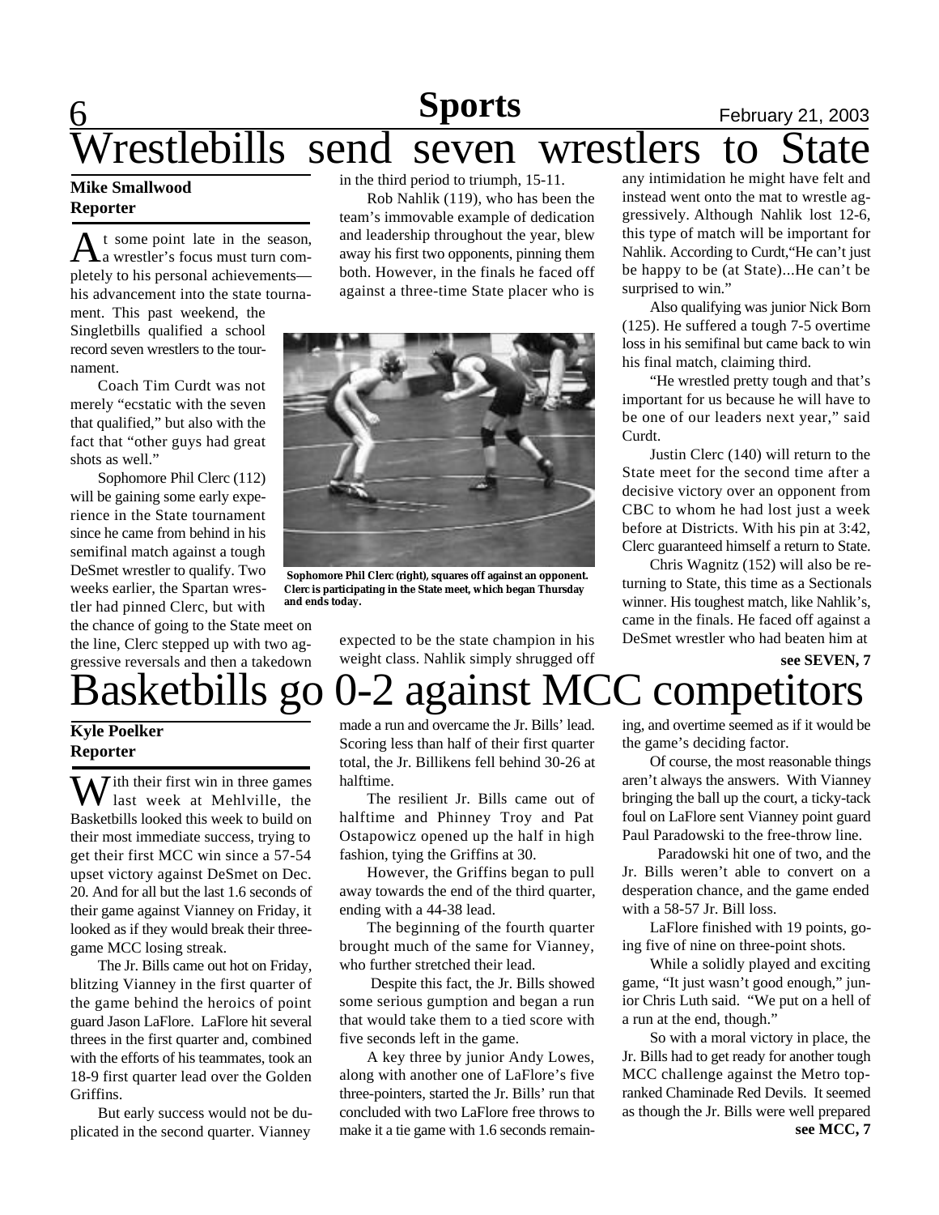# Wrestlebills send seven wrestlers to State

**Mike Smallwood**
**Reporter**

At some point late in the season, a wrestler's focus must turn completely to his personal achievements—his advancement into the state tournament. This past weekend, the Singletbills qualified a school record seven wrestlers to the tournament.

Coach Tim Curdt was not merely "ecstatic with the seven that qualified," but also with the fact that "other guys had great shots as well."

Sophomore Phil Clerc (112) will be gaining some early experience in the State tournament since he came from behind in his semifinal match against a tough DeSmet wrestler to qualify. Two weeks earlier, the Spartan wrestler had pinned Clerc, but with the chance of going to the State meet on the line, Clerc stepped up with two aggressive reversals and then a takedown in the third period to triumph, 15-11.

Rob Nahlik (119), who has been the team's immovable example of dedication and leadership throughout the year, blew away his first two opponents, pinning them both. However, in the finals he faced off against a three-time State placer who is expected to be the state champion in his weight class. Nahlik simply shrugged off any intimidation he might have felt and instead went onto the mat to wrestle aggressively. Although Nahlik lost 12-6, this type of match will be important for Nahlik. According to Curdt,"He can't just be happy to be (at State)...He can't be surprised to win."

Sophomore Phil Clerc (right), squares off against an opponent. Clerc is participating in the State meet, which began Thursday and ends today.

Also qualifying was junior Nick Born (125). He suffered a tough 7-5 overtime loss in his semifinal but came back to win his final match, claiming third.

"He wrestled pretty tough and that's important for us because he will have to be one of our leaders next year," said Curdt.

Justin Clerc (140) will return to the State meet for the second time after a decisive victory over an opponent from CBC to whom he had lost just a week before at Districts. With his pin at 3:42, Clerc guaranteed himself a return to State.

Chris Wagnitz (152) will also be returning to State, this time as a Sectionals winner. His toughest match, like Nahlik's, came in the finals. He faced off against a DeSmet wrestler who had beaten him at

**see SEVEN, 7**

# Basketbills go 0-2 against MCC competitors

**Kyle Poelker**
**Reporter**

With their first win in three games last week at Mehlville, the Basketbills looked this week to build on their most immediate success, trying to get their first MCC win since a 57-54 upset victory against DeSmet on Dec. 20. And for all but the last 1.6 seconds of their game against Vianney on Friday, it looked as if they would break their three-game MCC losing streak.

The Jr. Bills came out hot on Friday, blitzing Vianney in the first quarter of the game behind the heroics of point guard Jason LaFlore. LaFlore hit several threes in the first quarter and, combined with the efforts of his teammates, took an 18-9 first quarter lead over the Golden Griffins.

But early success would not be duplicated in the second quarter. Vianney made a run and overcame the Jr. Bills' lead. Scoring less than half of their first quarter total, the Jr. Billikens fell behind 30-26 at halftime.

The resilient Jr. Bills came out of halftime and Phinney Troy and Pat Ostapowicz opened up the half in high fashion, tying the Griffins at 30.

However, the Griffins began to pull away towards the end of the third quarter, ending with a 44-38 lead.

The beginning of the fourth quarter brought much of the same for Vianney, who further stretched their lead.

Despite this fact, the Jr. Bills showed some serious gumption and began a run that would take them to a tied score with five seconds left in the game.

A key three by junior Andy Lowes, along with another one of LaFlore's five three-pointers, started the Jr. Bills' run that concluded with two LaFlore free throws to make it a tie game with 1.6 seconds remaining, and overtime seemed as if it would be the game's deciding factor.

Of course, the most reasonable things aren't always the answers. With Vianney bringing the ball up the court, a ticky-tack foul on LaFlore sent Vianney point guard Paul Paradowski to the free-throw line.

Paradowski hit one of two, and the Jr. Bills weren't able to convert on a desperation chance, and the game ended with a 58-57 Jr. Bill loss.

LaFlore finished with 19 points, going five of nine on three-point shots.

While a solidly played and exciting game, "It just wasn't good enough," junior Chris Luth said. "We put on a hell of a run at the end, though."

So with a moral victory in place, the Jr. Bills had to get ready for another tough MCC challenge against the Metro top-ranked Chaminade Red Devils. It seemed as though the Jr. Bills were well prepared

**see MCC, 7**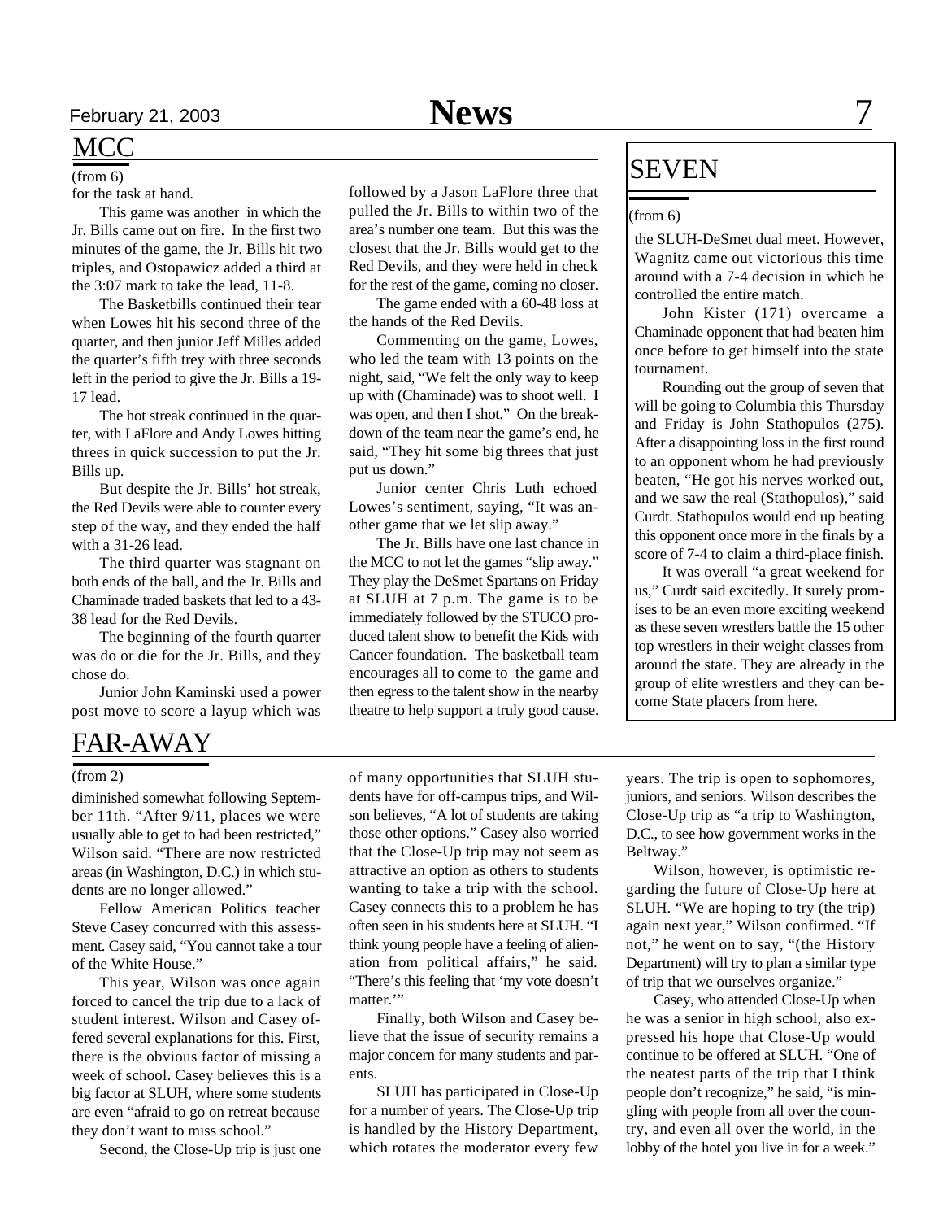## MCC

(from 6)

for the task at hand.

This game was another in which the Jr. Bills came out on fire. In the first two minutes of the game, the Jr. Bills hit two triples, and Ostopawicz added a third at the 3:07 mark to take the lead, 11-8.

The Basketbills continued their tear when Lowes hit his second three of the quarter, and then junior Jeff Milles added the quarter's fifth trey with three seconds left in the period to give the Jr. Bills a 19-17 lead.

The hot streak continued in the quarter, with LaFlore and Andy Lowes hitting threes in quick succession to put the Jr. Bills up.

But despite the Jr. Bills' hot streak, the Red Devils were able to counter every step of the way, and they ended the half with a 31-26 lead.

The third quarter was stagnant on both ends of the ball, and the Jr. Bills and Chaminade traded baskets that led to a 43-38 lead for the Red Devils.

The beginning of the fourth quarter was do or die for the Jr. Bills, and they chose do.

Junior John Kaminski used a power post move to score a layup which was followed by a Jason LaFlore three that pulled the Jr. Bills to within two of the area's number one team. But this was the closest that the Jr. Bills would get to the Red Devils, and they were held in check for the rest of the game, coming no closer.

The game ended with a 60-48 loss at the hands of the Red Devils.

Commenting on the game, Lowes, who led the team with 13 points on the night, said, "We felt the only way to keep up with (Chaminade) was to shoot well. I was open, and then I shot." On the breakdown of the team near the game's end, he said, "They hit some big threes that just put us down."

Junior center Chris Luth echoed Lowes's sentiment, saying, "It was another game that we let slip away."

The Jr. Bills have one last chance in the MCC to not let the games "slip away." They play the DeSmet Spartans on Friday at SLUH at 7 p.m. The game is to be immediately followed by the STUCO produced talent show to benefit the Kids with Cancer foundation. The basketball team encourages all to come to the game and then egress to the talent show in the nearby theatre to help support a truly good cause.

## SEVEN

(from 6)

the SLUH-DeSmet dual meet. However, Wagnitz came out victorious this time around with a 7-4 decision in which he controlled the entire match.

John Kister (171) overcame a Chaminade opponent that had beaten him once before to get himself into the state tournament.

Rounding out the group of seven that will be going to Columbia this Thursday and Friday is John Stathopulos (275). After a disappointing loss in the first round to an opponent whom he had previously beaten, "He got his nerves worked out, and we saw the real (Stathopulos)," said Curdt. Stathopulos would end up beating this opponent once more in the finals by a score of 7-4 to claim a third-place finish.

It was overall "a great weekend for us," Curdt said excitedly. It surely promises to be an even more exciting weekend as these seven wrestlers battle the 15 other top wrestlers in their weight classes from around the state. They are already in the group of elite wrestlers and they can become State placers from here.

## FAR-AWAY

(from 2)

diminished somewhat following September 11th. "After 9/11, places we were usually able to get to had been restricted," Wilson said. "There are now restricted areas (in Washington, D.C.) in which students are no longer allowed."

Fellow American Politics teacher Steve Casey concurred with this assessment. Casey said, "You cannot take a tour of the White House."

This year, Wilson was once again forced to cancel the trip due to a lack of student interest. Wilson and Casey offered several explanations for this. First, there is the obvious factor of missing a week of school. Casey believes this is a big factor at SLUH, where some students are even "afraid to go on retreat because they don't want to miss school."

Second, the Close-Up trip is just one of many opportunities that SLUH students have for off-campus trips, and Wilson believes, "A lot of students are taking those other options." Casey also worried that the Close-Up trip may not seem as attractive an option as others to students wanting to take a trip with the school. Casey connects this to a problem he has often seen in his students here at SLUH. "I think young people have a feeling of alienation from political affairs," he said. "There's this feeling that 'my vote doesn't matter.'"

Finally, both Wilson and Casey believe that the issue of security remains a major concern for many students and parents.

SLUH has participated in Close-Up for a number of years. The Close-Up trip is handled by the History Department, which rotates the moderator every few years. The trip is open to sophomores, juniors, and seniors. Wilson describes the Close-Up trip as "a trip to Washington, D.C., to see how government works in the Beltway."

Wilson, however, is optimistic regarding the future of Close-Up here at SLUH. "We are hoping to try (the trip) again next year," Wilson confirmed. "If not," he went on to say, "(the History Department) will try to plan a similar type of trip that we ourselves organize."

Casey, who attended Close-Up when he was a senior in high school, also expressed his hope that Close-Up would continue to be offered at SLUH. "One of the neatest parts of the trip that I think people don't recognize," he said, "is mingling with people from all over the country, and even all over the world, in the lobby of the hotel you live in for a week."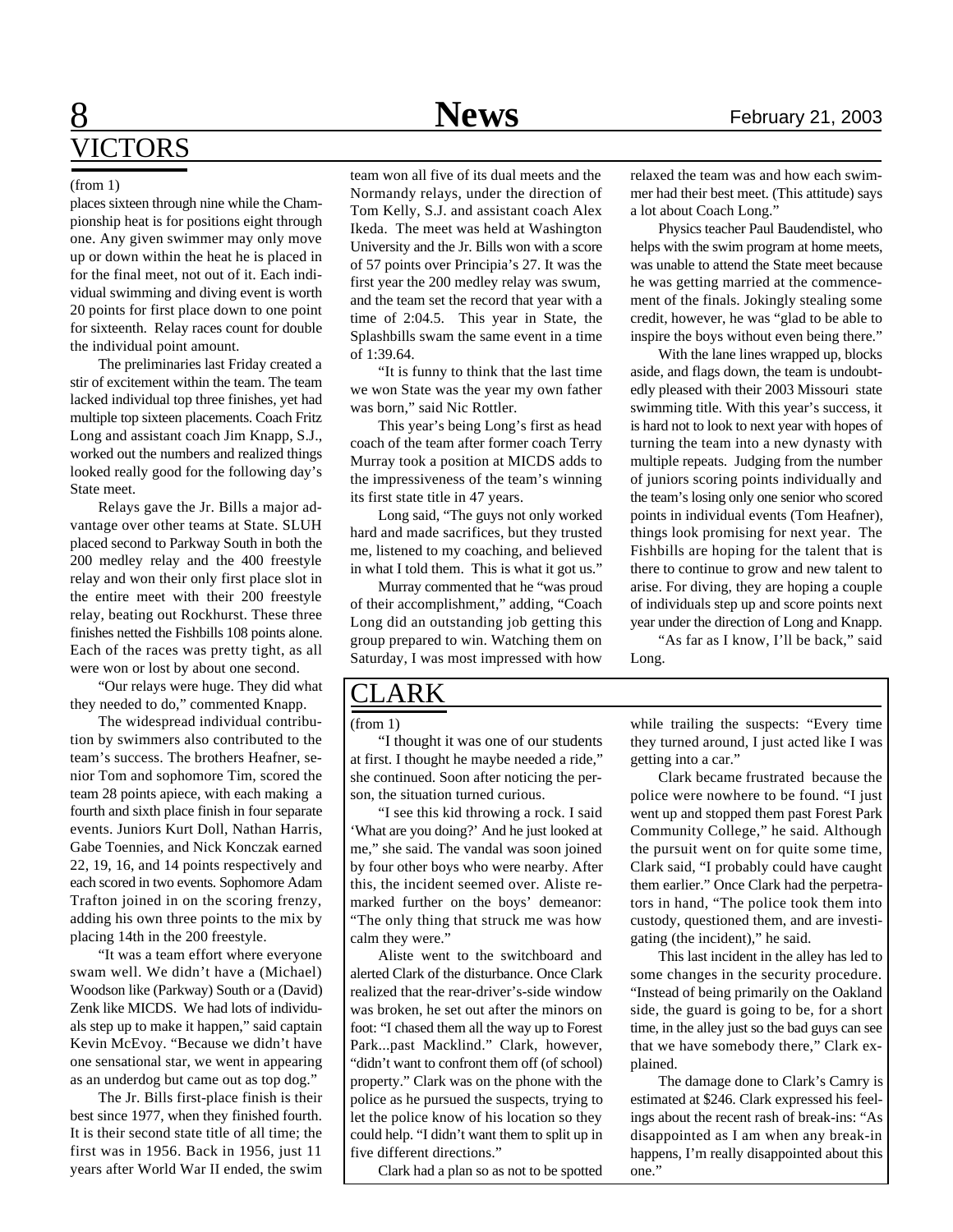## VICTORS

(from 1)

places sixteen through nine while the Championship heat is for positions eight through one. Any given swimmer may only move up or down within the heat he is placed in for the final meet, not out of it. Each individual swimming and diving event is worth 20 points for first place down to one point for sixteenth. Relay races count for double the individual point amount.

The preliminaries last Friday created a stir of excitement within the team. The team lacked individual top three finishes, yet had multiple top sixteen placements. Coach Fritz Long and assistant coach Jim Knapp, S.J., worked out the numbers and realized things looked really good for the following day's State meet.

Relays gave the Jr. Bills a major advantage over other teams at State. SLUH placed second to Parkway South in both the 200 medley relay and the 400 freestyle relay and won their only first place slot in the entire meet with their 200 freestyle relay, beating out Rockhurst. These three finishes netted the Fishbills 108 points alone. Each of the races was pretty tight, as all were won or lost by about one second.

"Our relays were huge. They did what they needed to do," commented Knapp.

The widespread individual contribution by swimmers also contributed to the team's success. The brothers Heafner, senior Tom and sophomore Tim, scored the team 28 points apiece, with each making a fourth and sixth place finish in four separate events. Juniors Kurt Doll, Nathan Harris, Gabe Toennies, and Nick Konczak earned 22, 19, 16, and 14 points respectively and each scored in two events. Sophomore Adam Trafton joined in on the scoring frenzy, adding his own three points to the mix by placing 14th in the 200 freestyle.

"It was a team effort where everyone swam well. We didn't have a (Michael) Woodson like (Parkway) South or a (David) Zenk like MICDS. We had lots of individuals step up to make it happen," said captain Kevin McEvoy. "Because we didn't have one sensational star, we went in appearing as an underdog but came out as top dog."

The Jr. Bills first-place finish is their best since 1977, when they finished fourth. It is their second state title of all time; the first was in 1956. Back in 1956, just 11 years after World War II ended, the swim team won all five of its dual meets and the Normandy relays, under the direction of Tom Kelly, S.J. and assistant coach Alex Ikeda. The meet was held at Washington University and the Jr. Bills won with a score of 57 points over Principia's 27. It was the first year the 200 medley relay was swum, and the team set the record that year with a time of 2:04.5. This year in State, the Splashbills swam the same event in a time of 1:39.64.

"It is funny to think that the last time we won State was the year my own father was born," said Nic Rottler.

This year's being Long's first as head coach of the team after former coach Terry Murray took a position at MICDS adds to the impressiveness of the team's winning its first state title in 47 years.

Long said, "The guys not only worked hard and made sacrifices, but they trusted me, listened to my coaching, and believed in what I told them. This is what it got us."

Murray commented that he "was proud of their accomplishment," adding, "Coach Long did an outstanding job getting this group prepared to win. Watching them on Saturday, I was most impressed with how relaxed the team was and how each swimmer had their best meet. (This attitude) says a lot about Coach Long."

Physics teacher Paul Baudendistel, who helps with the swim program at home meets, was unable to attend the State meet because he was getting married at the commencement of the finals. Jokingly stealing some credit, however, he was "glad to be able to inspire the boys without even being there."

With the lane lines wrapped up, blocks aside, and flags down, the team is undoubtedly pleased with their 2003 Missouri state swimming title. With this year's success, it is hard not to look to next year with hopes of turning the team into a new dynasty with multiple repeats. Judging from the number of juniors scoring points individually and the team's losing only one senior who scored points in individual events (Tom Heafner), things look promising for next year. The Fishbills are hoping for the talent that is there to continue to grow and new talent to arise. For diving, they are hoping a couple of individuals step up and score points next year under the direction of Long and Knapp.

"As far as I know, I'll be back," said Long.

## CLARK

(from 1)

"I thought it was one of our students at first. I thought he maybe needed a ride," she continued. Soon after noticing the person, the situation turned curious.

"I see this kid throwing a rock. I said 'What are you doing?' And he just looked at me," she said. The vandal was soon joined by four other boys who were nearby. After this, the incident seemed over. Aliste remarked further on the boys' demeanor: "The only thing that struck me was how calm they were."

Aliste went to the switchboard and alerted Clark of the disturbance. Once Clark realized that the rear-driver's-side window was broken, he set out after the minors on foot: "I chased them all the way up to Forest Park...past Macklind." Clark, however, "didn't want to confront them off (of school) property." Clark was on the phone with the police as he pursued the suspects, trying to let the police know of his location so they could help. "I didn't want them to split up in five different directions."

Clark had a plan so as not to be spotted while trailing the suspects: "Every time they turned around, I just acted like I was getting into a car."

Clark became frustrated because the police were nowhere to be found. "I just went up and stopped them past Forest Park Community College," he said. Although the pursuit went on for quite some time, Clark said, "I probably could have caught them earlier." Once Clark had the perpetrators in hand, "The police took them into custody, questioned them, and are investigating (the incident)," he said.

This last incident in the alley has led to some changes in the security procedure. "Instead of being primarily on the Oakland side, the guard is going to be, for a short time, in the alley just so the bad guys can see that we have somebody there," Clark explained.

The damage done to Clark's Camry is estimated at $246. Clark expressed his feelings about the recent rash of break-ins: "As disappointed as I am when any break-in happens, I'm really disappointed about this one."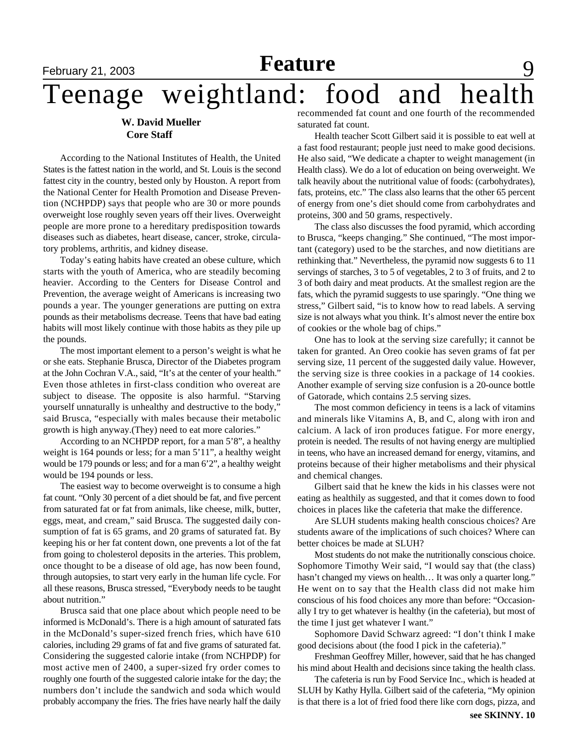# Teenage weightland: food and health

**W. David Mueller**
**Core Staff**

According to the National Institutes of Health, the United States is the fattest nation in the world, and St. Louis is the second fattest city in the country, bested only by Houston. A report from the National Center for Health Promotion and Disease Prevention (NCHPDP) says that people who are 30 or more pounds overweight lose roughly seven years off their lives. Overweight people are more prone to a hereditary predisposition towards diseases such as diabetes, heart disease, cancer, stroke, circulatory problems, arthritis, and kidney disease.

Today's eating habits have created an obese culture, which starts with the youth of America, who are steadily becoming heavier. According to the Centers for Disease Control and Prevention, the average weight of Americans is increasing two pounds a year. The younger generations are putting on extra pounds as their metabolisms decrease. Teens that have bad eating habits will most likely continue with those habits as they pile up the pounds.

The most important element to a person's weight is what he or she eats. Stephanie Brusca, Director of the Diabetes program at the John Cochran V.A., said, "It's at the center of your health." Even those athletes in first-class condition who overeat are subject to disease. The opposite is also harmful. "Starving yourself unnaturally is unhealthy and destructive to the body," said Brusca, "especially with males because their metabolic growth is high anyway.(They) need to eat more calories."

According to an NCHPDP report, for a man 5'8", a healthy weight is 164 pounds or less; for a man 5'11", a healthy weight would be 179 pounds or less; and for a man 6'2", a healthy weight would be 194 pounds or less.

The easiest way to become overweight is to consume a high fat count. "Only 30 percent of a diet should be fat, and five percent from saturated fat or fat from animals, like cheese, milk, butter, eggs, meat, and cream," said Brusca. The suggested daily consumption of fat is 65 grams, and 20 grams of saturated fat. By keeping his or her fat content down, one prevents a lot of the fat from going to cholesterol deposits in the arteries. This problem, once thought to be a disease of old age, has now been found, through autopsies, to start very early in the human life cycle. For all these reasons, Brusca stressed, "Everybody needs to be taught about nutrition."

Brusca said that one place about which people need to be informed is McDonald's. There is a high amount of saturated fats in the McDonald's super-sized french fries, which have 610 calories, including 29 grams of fat and five grams of saturated fat. Considering the suggested calorie intake (from NCHPDP) for most active men of 2400, a super-sized fry order comes to roughly one fourth of the suggested calorie intake for the day; the numbers don't include the sandwich and soda which would probably accompany the fries. The fries have nearly half the daily recommended fat count and one fourth of the recommended saturated fat count.

Health teacher Scott Gilbert said it is possible to eat well at a fast food restaurant; people just need to make good decisions. He also said, "We dedicate a chapter to weight management (in Health class). We do a lot of education on being overweight. We talk heavily about the nutritional value of foods: (carbohydrates), fats, proteins, etc." The class also learns that the other 65 percent of energy from one's diet should come from carbohydrates and proteins, 300 and 50 grams, respectively.

The class also discusses the food pyramid, which according to Brusca, "keeps changing." She continued, "The most important (category) used to be the starches, and now dietitians are rethinking that." Nevertheless, the pyramid now suggests 6 to 11 servings of starches, 3 to 5 of vegetables, 2 to 3 of fruits, and 2 to 3 of both dairy and meat products. At the smallest region are the fats, which the pyramid suggests to use sparingly. "One thing we stress," Gilbert said, "is to know how to read labels. A serving size is not always what you think. It's almost never the entire box of cookies or the whole bag of chips."

One has to look at the serving size carefully; it cannot be taken for granted. An Oreo cookie has seven grams of fat per serving size, 11 percent of the suggested daily value. However, the serving size is three cookies in a package of 14 cookies. Another example of serving size confusion is a 20-ounce bottle of Gatorade, which contains 2.5 serving sizes.

The most common deficiency in teens is a lack of vitamins and minerals like Vitamins A, B, and C, along with iron and calcium. A lack of iron produces fatigue. For more energy, protein is needed. The results of not having energy are multiplied in teens, who have an increased demand for energy, vitamins, and proteins because of their higher metabolisms and their physical and chemical changes.

Gilbert said that he knew the kids in his classes were not eating as healthily as suggested, and that it comes down to food choices in places like the cafeteria that make the difference.

Are SLUH students making health conscious choices? Are students aware of the implications of such choices? Where can better choices be made at SLUH?

Most students do not make the nutritionally conscious choice. Sophomore Timothy Weir said, "I would say that (the class) hasn't changed my views on health… It was only a quarter long." He went on to say that the Health class did not make him conscious of his food choices any more than before: "Occasionally I try to get whatever is healthy (in the cafeteria), but most of the time I just get whatever I want."

Sophomore David Schwarz agreed: "I don't think I make good decisions about (the food I pick in the cafeteria)."

Freshman Geoffrey Miller, however, said that he has changed his mind about Health and decisions since taking the health class.

The cafeteria is run by Food Service Inc., which is headed at SLUH by Kathy Hylla. Gilbert said of the cafeteria, "My opinion is that there is a lot of fried food there like corn dogs, pizza, and

**see SKINNY, 10**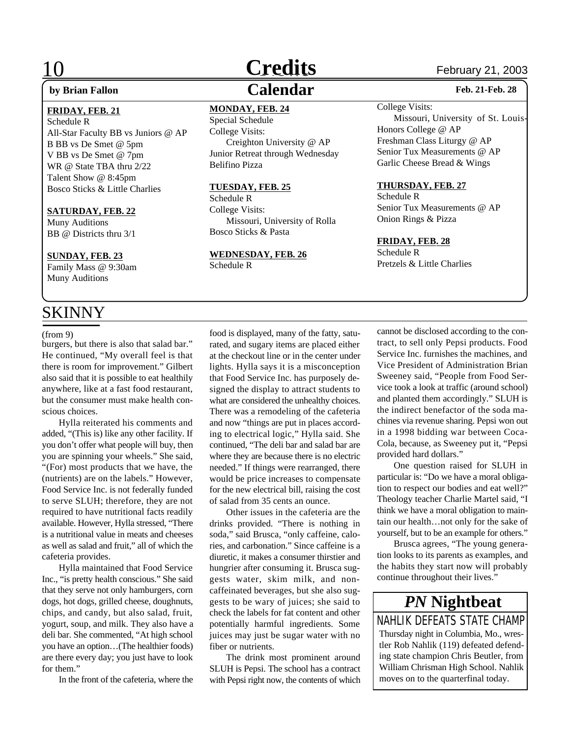# Credits

## Calendar

by Brian Fallon

Feb. 21-Feb. 28

**FRIDAY, FEB. 21**
Schedule R
All-Star Faculty BB vs Juniors @ AP
B BB vs De Smet @ 5pm
V BB vs De Smet @ 7pm
WR @ State TBA thru 2/22
Talent Show @ 8:45pm
Bosco Sticks & Little Charlies

**SATURDAY, FEB. 22**
Muny Auditions
BB @ Districts thru 3/1

**SUNDAY, FEB. 23**
Family Mass @ 9:30am
Muny Auditions

**MONDAY, FEB. 24**
Special Schedule
College Visits:
Creighton University @ AP
Junior Retreat through Wednesday
Belifino Pizza

**TUESDAY, FEB. 25**
Schedule R
College Visits:
Missouri, University of Rolla
Bosco Sticks & Pasta

**WEDNESDAY, FEB. 26**
Schedule R
College Visits:
Missouri, University of St. Louis-Honors College @ AP
Freshman Class Liturgy @ AP
Senior Tux Measurements @ AP
Garlic Cheese Bread & Wings

**THURSDAY, FEB. 27**
Schedule R
Senior Tux Measurements @ AP
Onion Rings & Pizza

**FRIDAY, FEB. 28**
Schedule R
Pretzels & Little Charlies

## SKINNY

(from 9)

burgers, but there is also that salad bar." He continued, "My overall feel is that there is room for improvement." Gilbert also said that it is possible to eat healthily anywhere, like at a fast food restaurant, but the consumer must make health conscious choices.

Hylla reiterated his comments and added, "(This is) like any other facility. If you don't offer what people will buy, then you are spinning your wheels." She said, "(For) most products that we have, the (nutrients) are on the labels." However, Food Service Inc. is not federally funded to serve SLUH; therefore, they are not required to have nutritional facts readily available. However, Hylla stressed, "There is a nutritional value in meats and cheeses as well as salad and fruit," all of which the cafeteria provides.

Hylla maintained that Food Service Inc., "is pretty health conscious." She said that they serve not only hamburgers, corn dogs, hot dogs, grilled cheese, doughnuts, chips, and candy, but also salad, fruit, yogurt, soup, and milk. They also have a deli bar. She commented, "At high school you have an option…(The healthier foods) are there every day; you just have to look for them."

In the front of the cafeteria, where the food is displayed, many of the fatty, saturated, and sugary items are placed either at the checkout line or in the center under lights. Hylla says it is a misconception that Food Service Inc. has purposely designed the display to attract students to what are considered the unhealthy choices. There was a remodeling of the cafeteria and now "things are put in places according to electrical logic," Hylla said. She continued, "The deli bar and salad bar are where they are because there is no electric needed." If things were rearranged, there would be price increases to compensate for the new electrical bill, raising the cost of salad from 35 cents an ounce.

Other issues in the cafeteria are the drinks provided. "There is nothing in soda," said Brusca, "only caffeine, calories, and carbonation." Since caffeine is a diuretic, it makes a consumer thirstier and hungrier after consuming it. Brusca suggests water, skim milk, and non-caffeinated beverages, but she also suggests to be wary of juices; she said to check the labels for fat content and other potentially harmful ingredients. Some juices may just be sugar water with no fiber or nutrients.

The drink most prominent around SLUH is Pepsi. The school has a contract with Pepsi right now, the contents of which cannot be disclosed according to the contract, to sell only Pepsi products. Food Service Inc. furnishes the machines, and Vice President of Administration Brian Sweeney said, "People from Food Service took a look at traffic (around school) and planted them accordingly." SLUH is the indirect benefactor of the soda machines via revenue sharing. Pepsi won out in a 1998 bidding war between Coca-Cola, because, as Sweeney put it, "Pepsi provided hard dollars."

One question raised for SLUH in particular is: "Do we have a moral obligation to respect our bodies and eat well?" Theology teacher Charlie Martel said, "I think we have a moral obligation to maintain our health…not only for the sake of yourself, but to be an example for others."

Brusca agrees, "The young generation looks to its parents as examples, and the habits they start now will probably continue throughout their lives."

## *PN* Nightbeat

### NAHLIK DEFEATS STATE CHAMP

Thursday night in Columbia, Mo., wrestler Rob Nahlik (119) defeated defending state champion Chris Beutler, from William Chrisman High School. Nahlik moves on to the quarterfinal today.